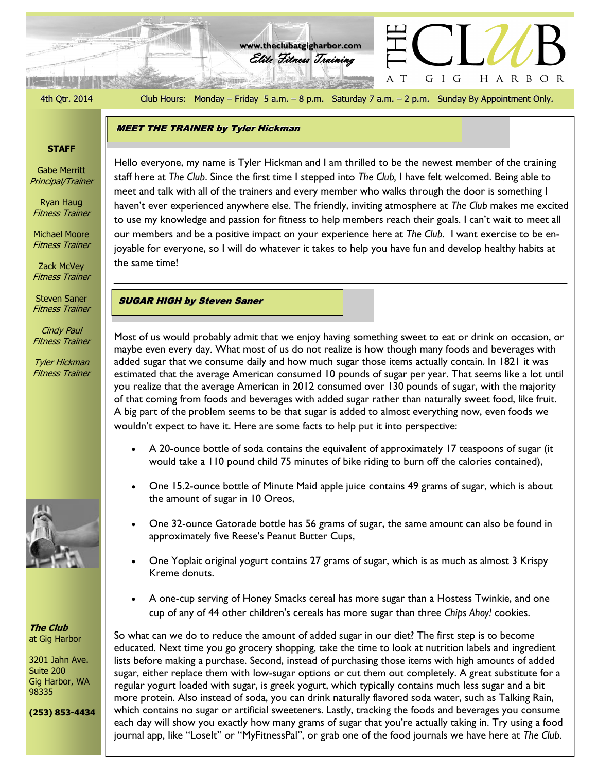# THE CLUB AT GIG HARBOR

www.theclubatgigharbor.com
*Elite Fitness Training*

4th Qtr. 2014

Club Hours: Monday – Friday 5 a.m. – 8 p.m. Saturday 7 a.m. – 2 p.m. Sunday By Appointment Only.

**STAFF**

Gabe Merritt
*Principal/Trainer*

Ryan Haug
*Fitness Trainer*

Michael Moore
*Fitness Trainer*

Zack McVey
*Fitness Trainer*

Steven Saner
*Fitness Trainer*

*Cindy Paul*
*Fitness Trainer*

*Tyler Hickman*
*Fitness Trainer*

**The Club**
at Gig Harbor

3201 Jahn Ave.
Suite 200
Gig Harbor, WA
98335

**(253) 853-4434**

## MEET THE TRAINER by Tyler Hickman

Hello everyone, my name is Tyler Hickman and I am thrilled to be the newest member of the training staff here at *The Club*. Since the first time I stepped into *The Club,* I have felt welcomed. Being able to meet and talk with all of the trainers and every member who walks through the door is something I haven't ever experienced anywhere else. The friendly, inviting atmosphere at *The Club* makes me excited to use my knowledge and passion for fitness to help members reach their goals. I can't wait to meet all our members and be a positive impact on your experience here at *The Club*. I want exercise to be enjoyable for everyone, so I will do whatever it takes to help you have fun and develop healthy habits at the same time!

## SUGAR HIGH by Steven Saner

Most of us would probably admit that we enjoy having something sweet to eat or drink on occasion, or maybe even every day. What most of us do not realize is how though many foods and beverages with added sugar that we consume daily and how much sugar those items actually contain. In 1821 it was estimated that the average American consumed 10 pounds of sugar per year. That seems like a lot until you realize that the average American in 2012 consumed over 130 pounds of sugar, with the majority of that coming from foods and beverages with added sugar rather than naturally sweet food, like fruit. A big part of the problem seems to be that sugar is added to almost everything now, even foods we wouldn't expect to have it. Here are some facts to help put it into perspective:

- A 20-ounce bottle of soda contains the equivalent of approximately 17 teaspoons of sugar (it would take a 110 pound child 75 minutes of bike riding to burn off the calories contained),
- One 15.2-ounce bottle of Minute Maid apple juice contains 49 grams of sugar, which is about the amount of sugar in 10 Oreos,
- One 32-ounce Gatorade bottle has 56 grams of sugar, the same amount can also be found in approximately five Reese's Peanut Butter Cups,
- One Yoplait original yogurt contains 27 grams of sugar, which is as much as almost 3 Krispy Kreme donuts.
- A one-cup serving of Honey Smacks cereal has more sugar than a Hostess Twinkie, and one cup of any of 44 other children's cereals has more sugar than three *Chips Ahoy!* cookies.

So what can we do to reduce the amount of added sugar in our diet? The first step is to become educated. Next time you go grocery shopping, take the time to look at nutrition labels and ingredient lists before making a purchase. Second, instead of purchasing those items with high amounts of added sugar, either replace them with low-sugar options or cut them out completely. A great substitute for a regular yogurt loaded with sugar, is greek yogurt, which typically contains much less sugar and a bit more protein. Also instead of soda, you can drink naturally flavored soda water, such as Talking Rain, which contains no sugar or artificial sweeteners. Lastly, tracking the foods and beverages you consume each day will show you exactly how many grams of sugar that you're actually taking in. Try using a food journal app, like "LoseIt" or "MyFitnessPal", or grab one of the food journals we have here at *The Club*.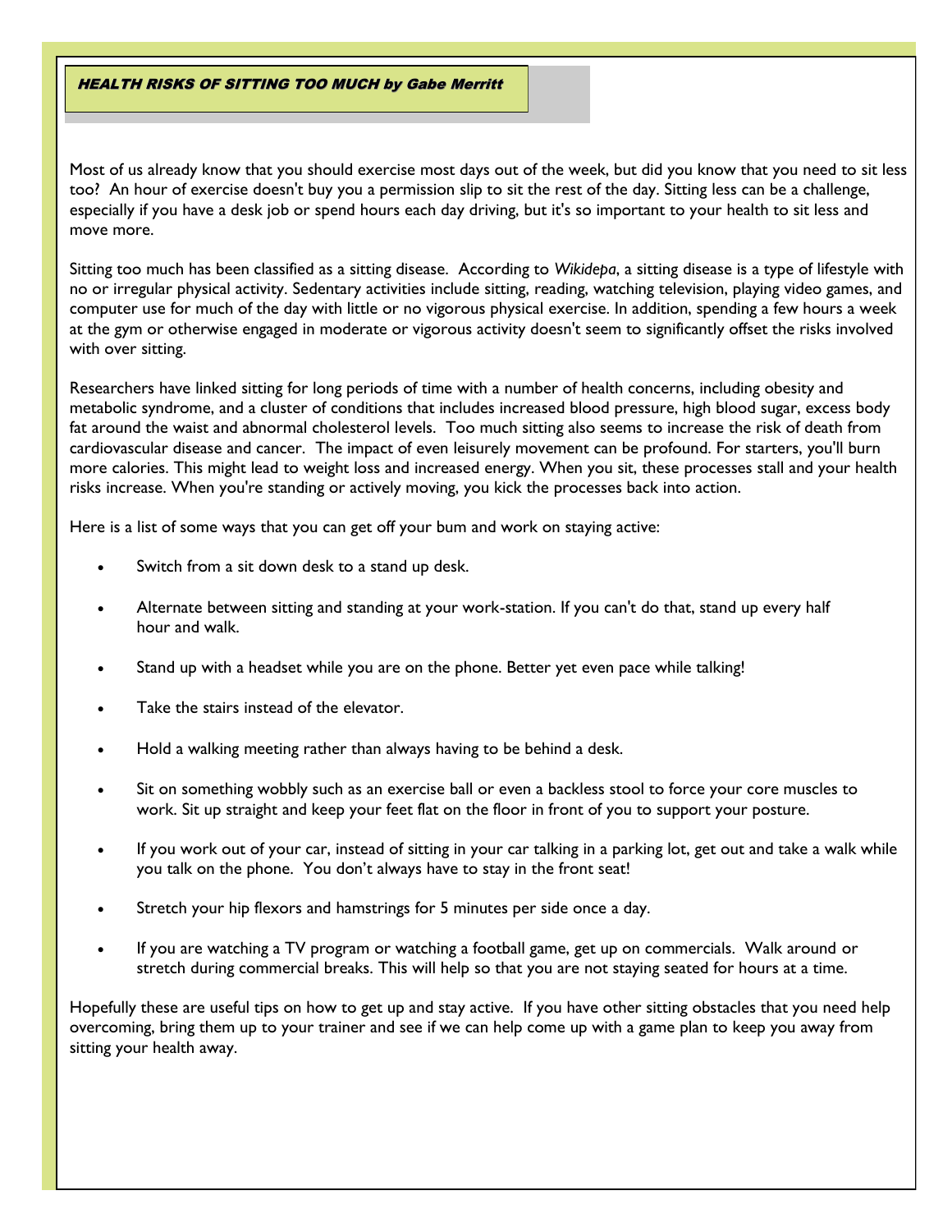## *HEALTH RISKS OF SITTING TOO MUCH by Gabe Merritt*

Most of us already know that you should exercise most days out of the week, but did you know that you need to sit less too? An hour of exercise doesn't buy you a permission slip to sit the rest of the day. Sitting less can be a challenge, especially if you have a desk job or spend hours each day driving, but it's so important to your health to sit less and move more.

Sitting too much has been classified as a sitting disease. According to *Wikidepa*, a sitting disease is a type of lifestyle with no or irregular physical activity. Sedentary activities include sitting, reading, watching television, playing video games, and computer use for much of the day with little or no vigorous physical exercise. In addition, spending a few hours a week at the gym or otherwise engaged in moderate or vigorous activity doesn't seem to significantly offset the risks involved with over sitting.

Researchers have linked sitting for long periods of time with a number of health concerns, including obesity and metabolic syndrome, and a cluster of conditions that includes increased blood pressure, high blood sugar, excess body fat around the waist and abnormal cholesterol levels. Too much sitting also seems to increase the risk of death from cardiovascular disease and cancer. The impact of even leisurely movement can be profound. For starters, you'll burn more calories. This might lead to weight loss and increased energy. When you sit, these processes stall and your health risks increase. When you're standing or actively moving, you kick the processes back into action.

Here is a list of some ways that you can get off your bum and work on staying active:

- Switch from a sit down desk to a stand up desk.
- Alternate between sitting and standing at your work-station. If you can't do that, stand up every half hour and walk.
- Stand up with a headset while you are on the phone. Better yet even pace while talking!
- Take the stairs instead of the elevator.
- Hold a walking meeting rather than always having to be behind a desk.
- Sit on something wobbly such as an exercise ball or even a backless stool to force your core muscles to work. Sit up straight and keep your feet flat on the floor in front of you to support your posture.
- If you work out of your car, instead of sitting in your car talking in a parking lot, get out and take a walk while you talk on the phone. You don't always have to stay in the front seat!
- Stretch your hip flexors and hamstrings for 5 minutes per side once a day.
- If you are watching a TV program or watching a football game, get up on commercials. Walk around or stretch during commercial breaks. This will help so that you are not staying seated for hours at a time.

Hopefully these are useful tips on how to get up and stay active. If you have other sitting obstacles that you need help overcoming, bring them up to your trainer and see if we can help come up with a game plan to keep you away from sitting your health away.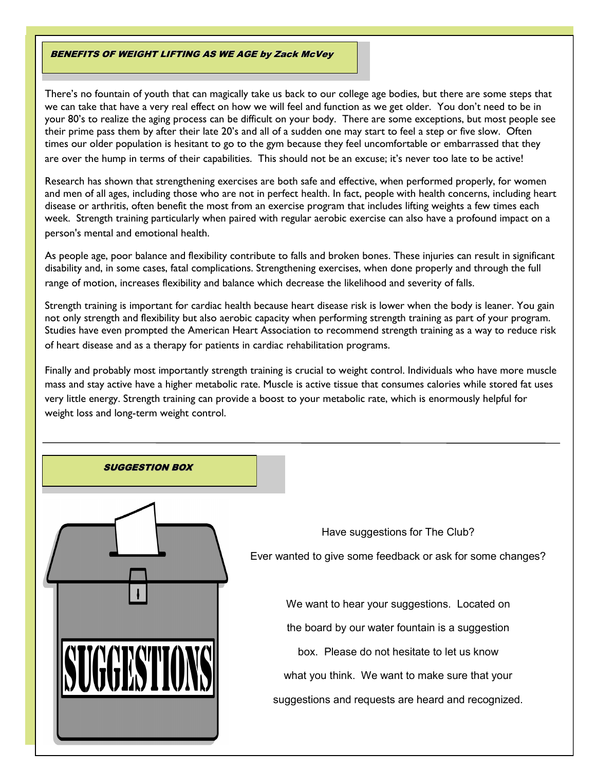## BENEFITS OF WEIGHT LIFTING AS WE AGE by Zack McVey

There's no fountain of youth that can magically take us back to our college age bodies, but there are some steps that we can take that have a very real effect on how we will feel and function as we get older. You don't need to be in your 80's to realize the aging process can be difficult on your body. There are some exceptions, but most people see their prime pass them by after their late 20's and all of a sudden one may start to feel a step or five slow. Often times our older population is hesitant to go to the gym because they feel uncomfortable or embarrassed that they are over the hump in terms of their capabilities. This should not be an excuse; it's never too late to be active!

Research has shown that strengthening exercises are both safe and effective, when performed properly, for women and men of all ages, including those who are not in perfect health. In fact, people with health concerns, including heart disease or arthritis, often benefit the most from an exercise program that includes lifting weights a few times each week. Strength training particularly when paired with regular aerobic exercise can also have a profound impact on a person's mental and emotional health.

As people age, poor balance and flexibility contribute to falls and broken bones. These injuries can result in significant disability and, in some cases, fatal complications. Strengthening exercises, when done properly and through the full range of motion, increases flexibility and balance which decrease the likelihood and severity of falls.

Strength training is important for cardiac health because heart disease risk is lower when the body is leaner. You gain not only strength and flexibility but also aerobic capacity when performing strength training as part of your program. Studies have even prompted the American Heart Association to recommend strength training as a way to reduce risk of heart disease and as a therapy for patients in cardiac rehabilitation programs.

Finally and probably most importantly strength training is crucial to weight control. Individuals who have more muscle mass and stay active have a higher metabolic rate. Muscle is active tissue that consumes calories while stored fat uses very little energy. Strength training can provide a boost to your metabolic rate, which is enormously helpful for weight loss and long-term weight control.

---

## SUGGESTION BOX

SUGGESTIONS

Have suggestions for The Club?

Ever wanted to give some feedback or ask for some changes?

We want to hear your suggestions. Located on the board by our water fountain is a suggestion box. Please do not hesitate to let us know what you think. We want to make sure that your suggestions and requests are heard and recognized.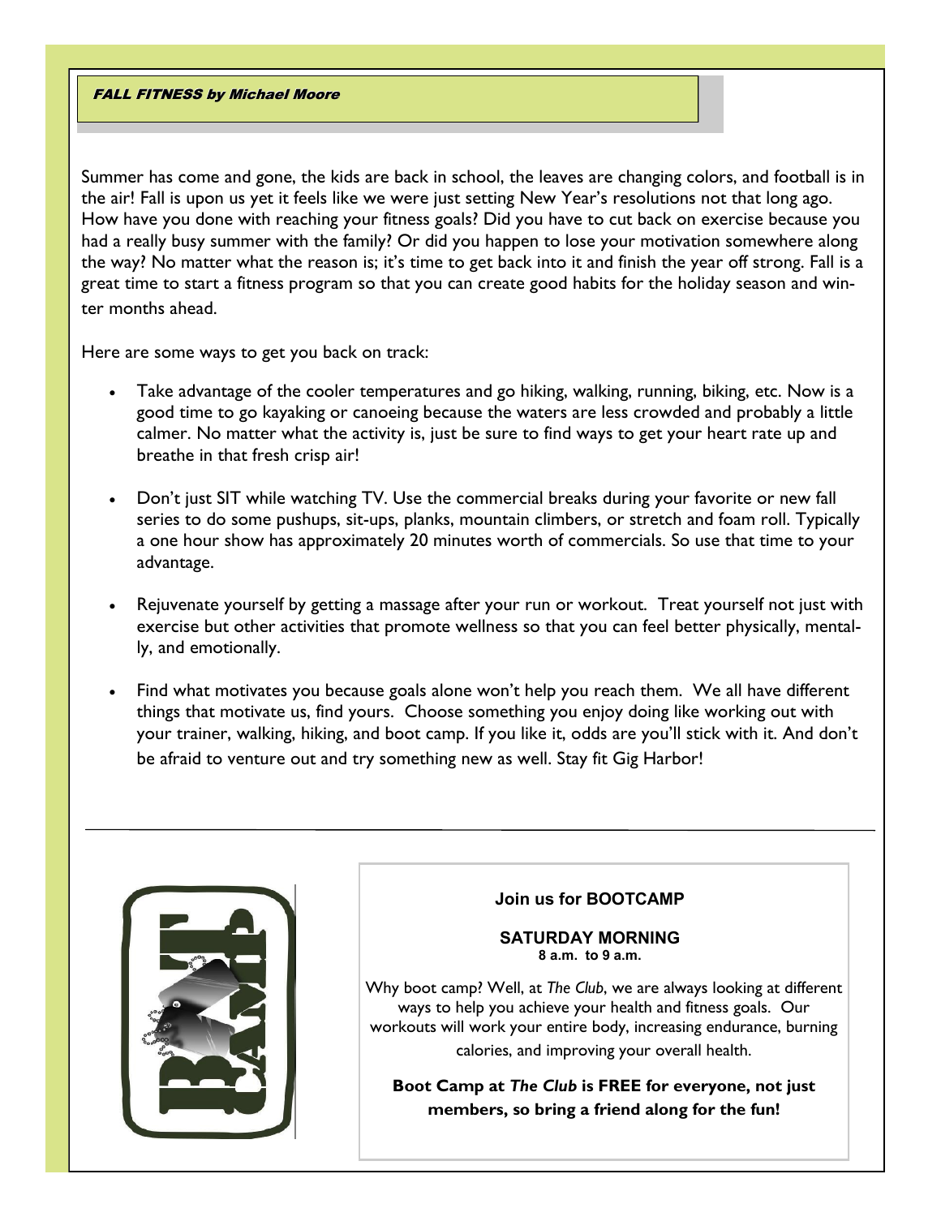## *FALL FITNESS by Michael Moore*

Summer has come and gone, the kids are back in school, the leaves are changing colors, and football is in the air! Fall is upon us yet it feels like we were just setting New Year's resolutions not that long ago. How have you done with reaching your fitness goals? Did you have to cut back on exercise because you had a really busy summer with the family? Or did you happen to lose your motivation somewhere along the way? No matter what the reason is; it's time to get back into it and finish the year off strong. Fall is a great time to start a fitness program so that you can create good habits for the holiday season and winter months ahead.

Here are some ways to get you back on track:

- Take advantage of the cooler temperatures and go hiking, walking, running, biking, etc. Now is a good time to go kayaking or canoeing because the waters are less crowded and probably a little calmer. No matter what the activity is, just be sure to find ways to get your heart rate up and breathe in that fresh crisp air!
- Don't just SIT while watching TV. Use the commercial breaks during your favorite or new fall series to do some pushups, sit-ups, planks, mountain climbers, or stretch and foam roll. Typically a one hour show has approximately 20 minutes worth of commercials. So use that time to your advantage.
- Rejuvenate yourself by getting a massage after your run or workout. Treat yourself not just with exercise but other activities that promote wellness so that you can feel better physically, mentally, and emotionally.
- Find what motivates you because goals alone won't help you reach them. We all have different things that motivate us, find yours. Choose something you enjoy doing like working out with your trainer, walking, hiking, and boot camp. If you like it, odds are you'll stick with it. And don't be afraid to venture out and try something new as well. Stay fit Gig Harbor!

---

**Join us for BOOTCAMP**

**SATURDAY MORNING**
**8 a.m. to 9 a.m.**

Why boot camp? Well, at *The Club*, we are always looking at different ways to help you achieve your health and fitness goals. Our workouts will work your entire body, increasing endurance, burning calories, and improving your overall health.

**Boot Camp at *The Club* is FREE for everyone, not just members, so bring a friend along for the fun!**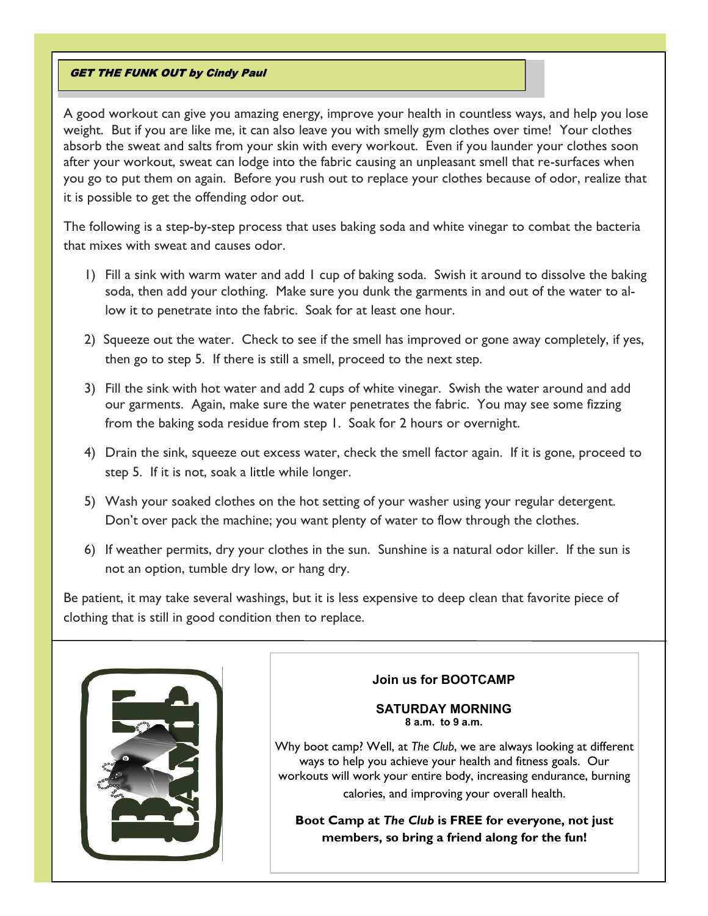## GET THE FUNK OUT by Cindy Paul

A good workout can give you amazing energy, improve your health in countless ways, and help you lose weight. But if you are like me, it can also leave you with smelly gym clothes over time! Your clothes absorb the sweat and salts from your skin with every workout. Even if you launder your clothes soon after your workout, sweat can lodge into the fabric causing an unpleasant smell that re-surfaces when you go to put them on again. Before you rush out to replace your clothes because of odor, realize that it is possible to get the offending odor out.

The following is a step-by-step process that uses baking soda and white vinegar to combat the bacteria that mixes with sweat and causes odor.

1) Fill a sink with warm water and add 1 cup of baking soda. Swish it around to dissolve the baking soda, then add your clothing. Make sure you dunk the garments in and out of the water to allow it to penetrate into the fabric. Soak for at least one hour.
2) Squeeze out the water. Check to see if the smell has improved or gone away completely, if yes, then go to step 5. If there is still a smell, proceed to the next step.
3) Fill the sink with hot water and add 2 cups of white vinegar. Swish the water around and add our garments. Again, make sure the water penetrates the fabric. You may see some fizzing from the baking soda residue from step 1. Soak for 2 hours or overnight.
4) Drain the sink, squeeze out excess water, check the smell factor again. If it is gone, proceed to step 5. If it is not, soak a little while longer.
5) Wash your soaked clothes on the hot setting of your washer using your regular detergent. Don't over pack the machine; you want plenty of water to flow through the clothes.
6) If weather permits, dry your clothes in the sun. Sunshine is a natural odor killer. If the sun is not an option, tumble dry low, or hang dry.

Be patient, it may take several washings, but it is less expensive to deep clean that favorite piece of clothing that is still in good condition then to replace.

BOOT CAMP

**Join us for BOOTCAMP**

**SATURDAY MORNING**
**8 a.m. to 9 a.m.**

Why boot camp? Well, at *The Club*, we are always looking at different ways to help you achieve your health and fitness goals. Our workouts will work your entire body, increasing endurance, burning calories, and improving your overall health.

**Boot Camp at *The Club* is FREE for everyone, not just members, so bring a friend along for the fun!**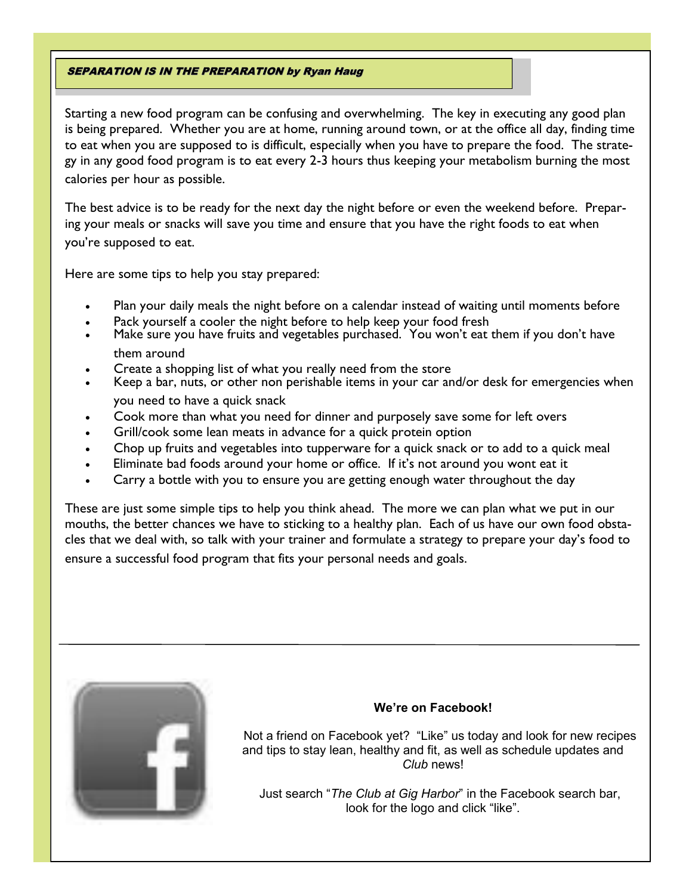## ***SEPARATION IS IN THE PREPARATION by Ryan Haug***

Starting a new food program can be confusing and overwhelming. The key in executing any good plan is being prepared. Whether you are at home, running around town, or at the office all day, finding time to eat when you are supposed to is difficult, especially when you have to prepare the food. The strategy in any good food program is to eat every 2-3 hours thus keeping your metabolism burning the most calories per hour as possible.

The best advice is to be ready for the next day the night before or even the weekend before. Preparing your meals or snacks will save you time and ensure that you have the right foods to eat when you're supposed to eat.

Here are some tips to help you stay prepared:

- Plan your daily meals the night before on a calendar instead of waiting until moments before
- Pack yourself a cooler the night before to help keep your food fresh
- Make sure you have fruits and vegetables purchased. You won't eat them if you don't have them around
- Create a shopping list of what you really need from the store
- Keep a bar, nuts, or other non perishable items in your car and/or desk for emergencies when you need to have a quick snack
- Cook more than what you need for dinner and purposely save some for left overs
- Grill/cook some lean meats in advance for a quick protein option
- Chop up fruits and vegetables into tupperware for a quick snack or to add to a quick meal
- Eliminate bad foods around your home or office. If it's not around you wont eat it
- Carry a bottle with you to ensure you are getting enough water throughout the day

These are just some simple tips to help you think ahead. The more we can plan what we put in our mouths, the better chances we have to sticking to a healthy plan. Each of us have our own food obstacles that we deal with, so talk with your trainer and formulate a strategy to prepare your day's food to ensure a successful food program that fits your personal needs and goals.

---

**We're on Facebook!**

Not a friend on Facebook yet? "Like" us today and look for new recipes and tips to stay lean, healthy and fit, as well as schedule updates and *Club* news!

Just search "*The Club at Gig Harbor*" in the Facebook search bar, look for the logo and click "like".